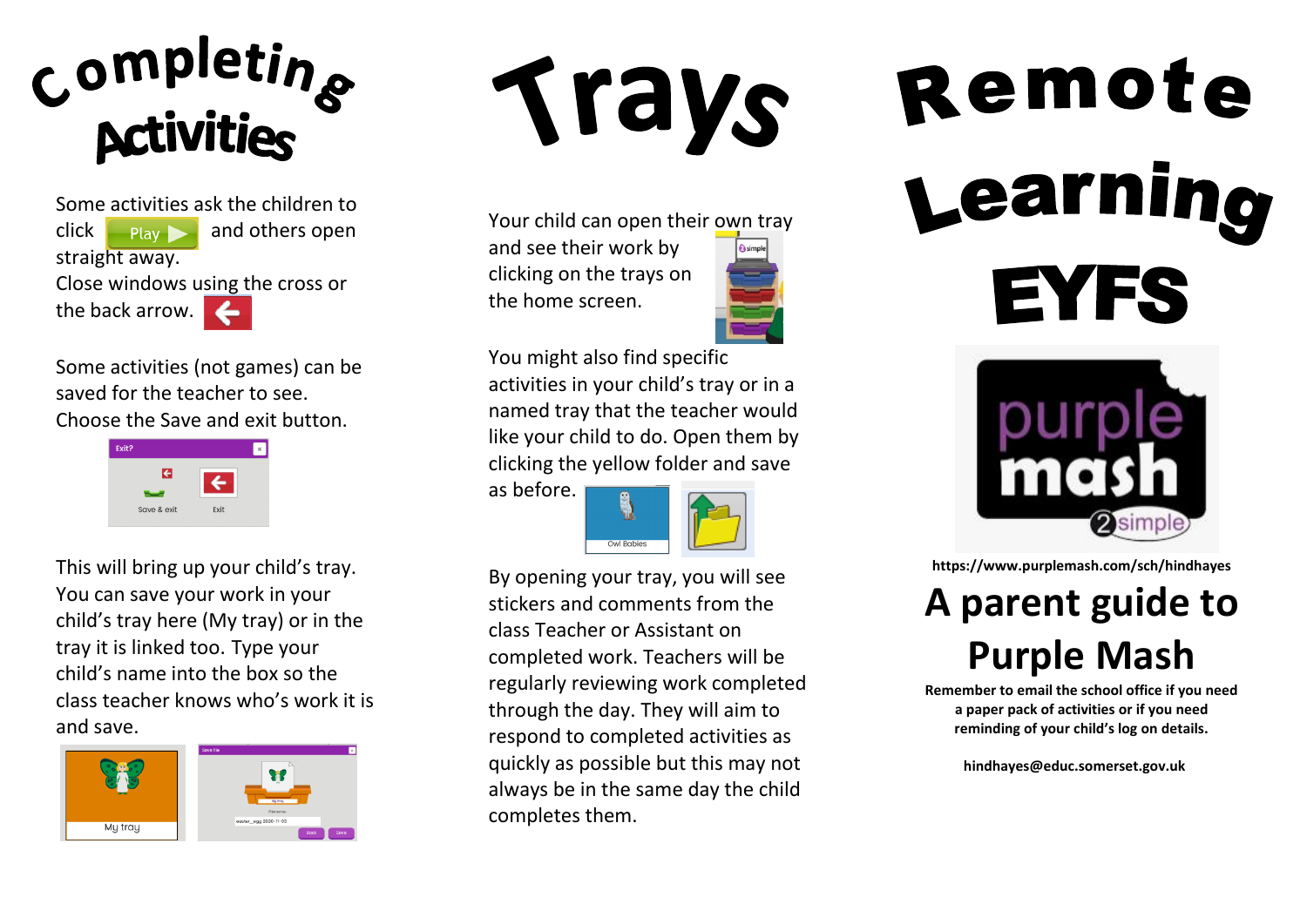# Completing Activities

Some activities ask the children to click Play and others open straight away.

Close windows using the cross or the back arrow.

Some activities (not games) can be saved for the teacher to see. Choose the Save and exit button.

This will bring up your child's tray. You can save your work in your child's tray here (My tray) or in the tray it is linked too. Type your child's name into the box so the class teacher knows who's work it is and save.

# Trays

Your child can open their own tray and see their work by clicking on the trays on the home screen.

You might also find specific activities in your child's tray or in a named tray that the teacher would like your child to do. Open them by clicking the yellow folder and save as before.

By opening your tray, you will see stickers and comments from the class Teacher or Assistant on completed work. Teachers will be regularly reviewing work completed through the day. They will aim to respond to completed activities as quickly as possible but this may not always be in the same day the child completes them.

# Remote Learning EYFS

**https://www.purplemash.com/sch/hindhayes**

## A parent guide to Purple Mash

**Remember to email the school office if you need a paper pack of activities or if you need reminding of your child's log on details.**

**hindhayes@educ.somerset.gov.uk**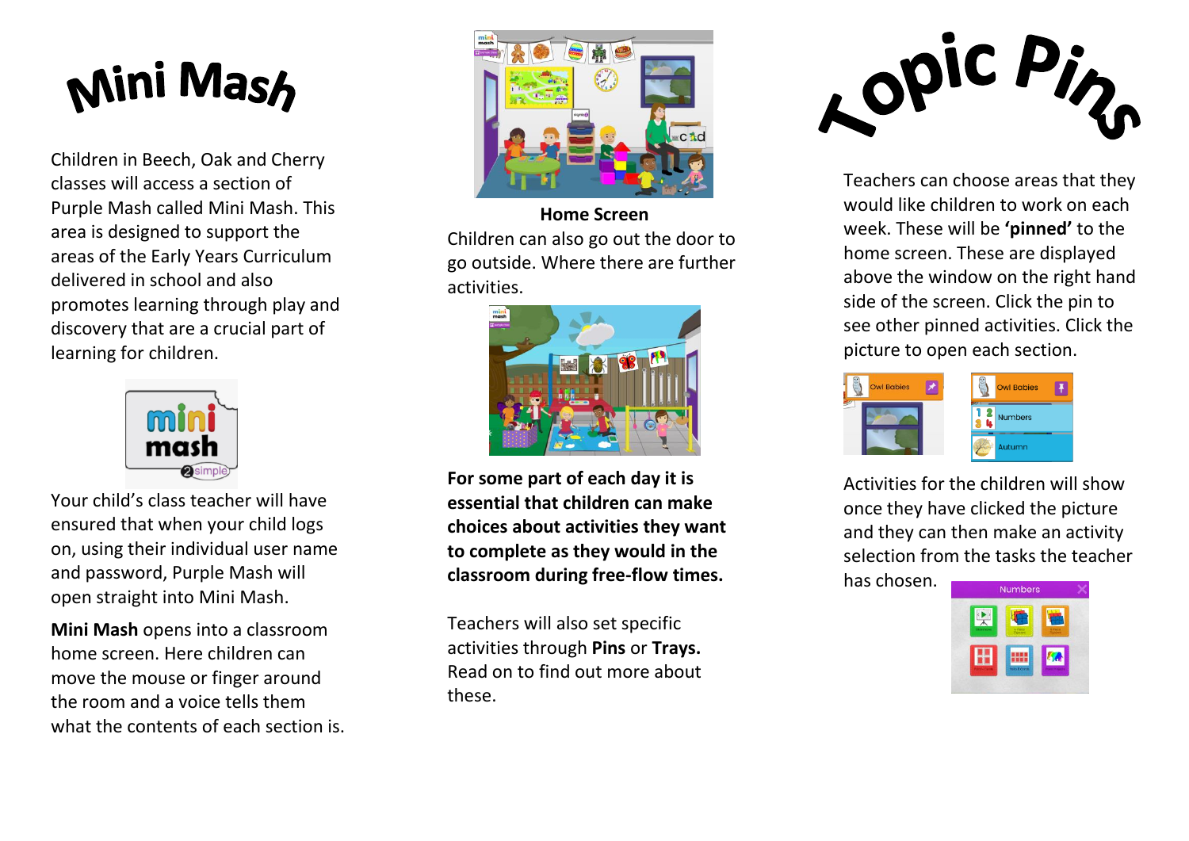# Mini Mash

Children in Beech, Oak and Cherry classes will access a section of Purple Mash called Mini Mash. This area is designed to support the areas of the Early Years Curriculum delivered in school and also promotes learning through play and discovery that are a crucial part of learning for children.

Your child's class teacher will have ensured that when your child logs on, using their individual user name and password, Purple Mash will open straight into Mini Mash.

**Mini Mash** opens into a classroom home screen. Here children can move the mouse or finger around the room and a voice tells them what the contents of each section is.

**Home Screen**

Children can also go out the door to go outside. Where there are further activities.

**For some part of each day it is essential that children can make choices about activities they want to complete as they would in the classroom during free-flow times.**

Teachers will also set specific activities through **Pins** or **Trays.** Read on to find out more about these.

# Topic Pins

Teachers can choose areas that they would like children to work on each week. These will be **'pinned'** to the home screen. These are displayed above the window on the right hand side of the screen. Click the pin to see other pinned activities. Click the picture to open each section.

Activities for the children will show once they have clicked the picture and they can then make an activity selection from the tasks the teacher has chosen.